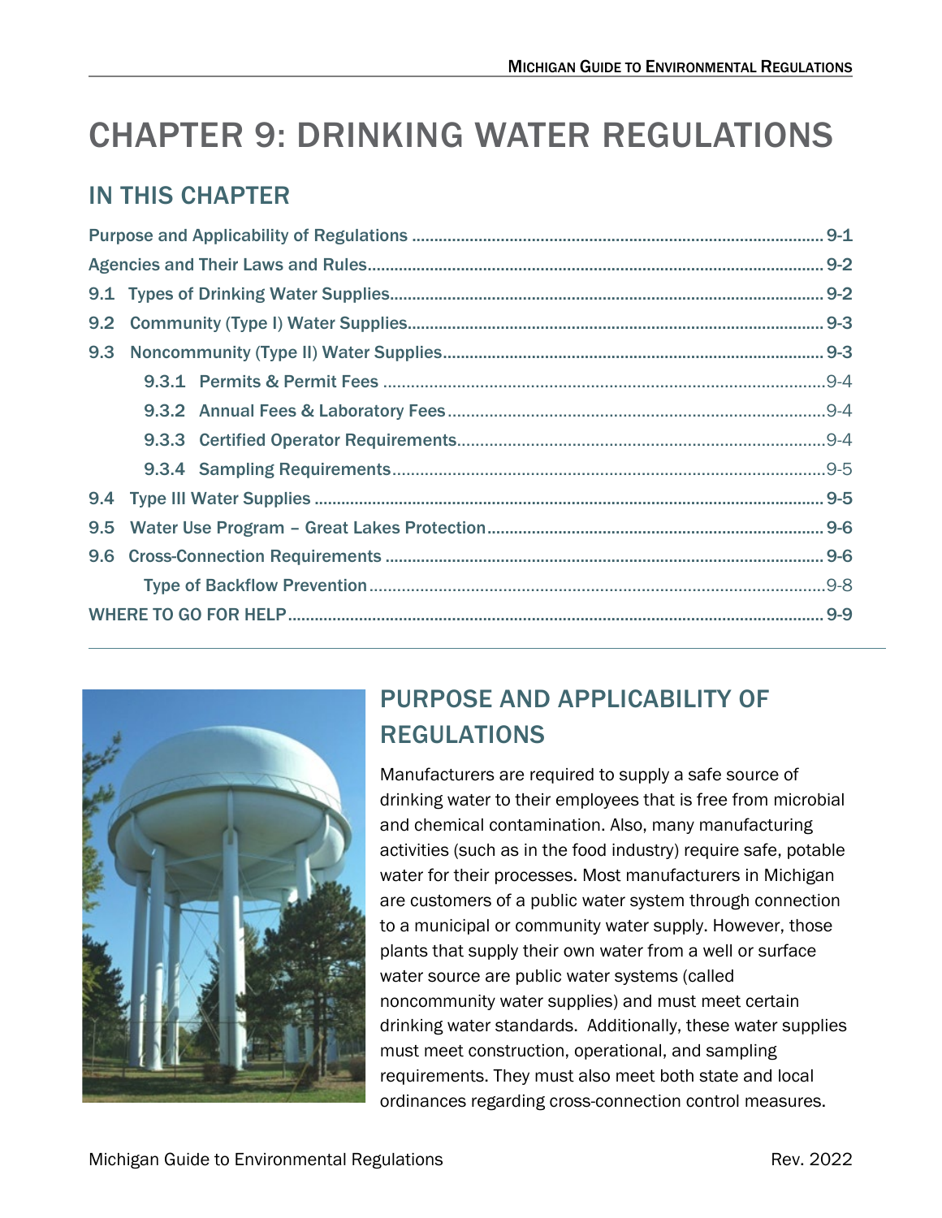# CHAPTER 9: DRINKING WATER REGULATIONS

## IN THIS CHAPTER

Purpose and Applicability of Regulations ........ 9-1
Agencies and Their Laws and Rules ........ 9-2
9.1 Types of Drinking Water Supplies ........ 9-2
9.2 Community (Type I) Water Supplies ........ 9-3
9.3 Noncommunity (Type II) Water Supplies ........ 9-3
- 9.3.1 Permits & Permit Fees ........ 9-4
- 9.3.2 Annual Fees & Laboratory Fees ........ 9-4
- 9.3.3 Certified Operator Requirements ........ 9-4
- 9.3.4 Sampling Requirements ........ 9-5

9.4 Type III Water Supplies ........ 9-5
9.5 Water Use Program – Great Lakes Protection ........ 9-6
9.6 Cross-Connection Requirements ........ 9-6
- Type of Backflow Prevention ........ 9-8

WHERE TO GO FOR HELP ........ 9-9

## PURPOSE AND APPLICABILITY OF REGULATIONS

Manufacturers are required to supply a safe source of drinking water to their employees that is free from microbial and chemical contamination. Also, many manufacturing activities (such as in the food industry) require safe, potable water for their processes. Most manufacturers in Michigan are customers of a public water system through connection to a municipal or community water supply. However, those plants that supply their own water from a well or surface water source are public water systems (called noncommunity water supplies) and must meet certain drinking water standards. Additionally, these water supplies must meet construction, operational, and sampling requirements. They must also meet both state and local ordinances regarding cross-connection control measures.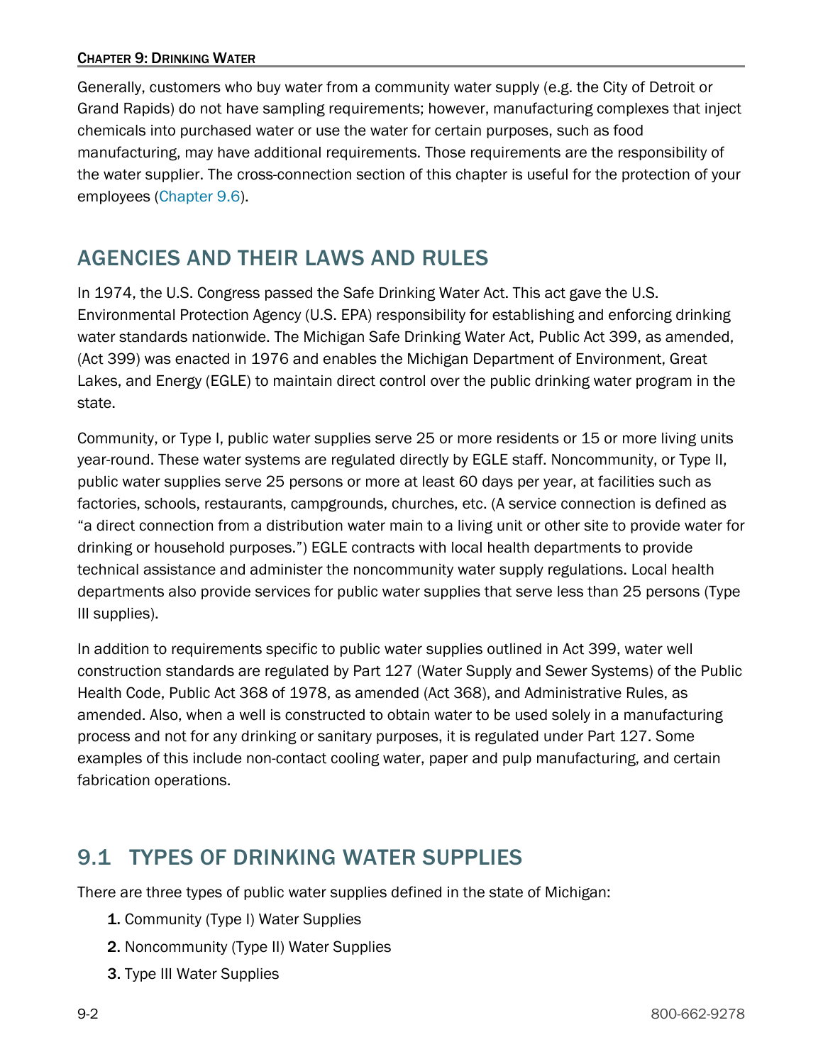Generally, customers who buy water from a community water supply (e.g. the City of Detroit or Grand Rapids) do not have sampling requirements; however, manufacturing complexes that inject chemicals into purchased water or use the water for certain purposes, such as food manufacturing, may have additional requirements. Those requirements are the responsibility of the water supplier. The cross-connection section of this chapter is useful for the protection of your employees (Chapter 9.6).

## AGENCIES AND THEIR LAWS AND RULES

In 1974, the U.S. Congress passed the Safe Drinking Water Act. This act gave the U.S. Environmental Protection Agency (U.S. EPA) responsibility for establishing and enforcing drinking water standards nationwide. The Michigan Safe Drinking Water Act, Public Act 399, as amended, (Act 399) was enacted in 1976 and enables the Michigan Department of Environment, Great Lakes, and Energy (EGLE) to maintain direct control over the public drinking water program in the state.

Community, or Type I, public water supplies serve 25 or more residents or 15 or more living units year-round. These water systems are regulated directly by EGLE staff. Noncommunity, or Type II, public water supplies serve 25 persons or more at least 60 days per year, at facilities such as factories, schools, restaurants, campgrounds, churches, etc. (A service connection is defined as "a direct connection from a distribution water main to a living unit or other site to provide water for drinking or household purposes.") EGLE contracts with local health departments to provide technical assistance and administer the noncommunity water supply regulations. Local health departments also provide services for public water supplies that serve less than 25 persons (Type III supplies).

In addition to requirements specific to public water supplies outlined in Act 399, water well construction standards are regulated by Part 127 (Water Supply and Sewer Systems) of the Public Health Code, Public Act 368 of 1978, as amended (Act 368), and Administrative Rules, as amended. Also, when a well is constructed to obtain water to be used solely in a manufacturing process and not for any drinking or sanitary purposes, it is regulated under Part 127. Some examples of this include non-contact cooling water, paper and pulp manufacturing, and certain fabrication operations.

## 9.1 TYPES OF DRINKING WATER SUPPLIES

There are three types of public water supplies defined in the state of Michigan:

1. Community (Type I) Water Supplies
2. Noncommunity (Type II) Water Supplies
3. Type III Water Supplies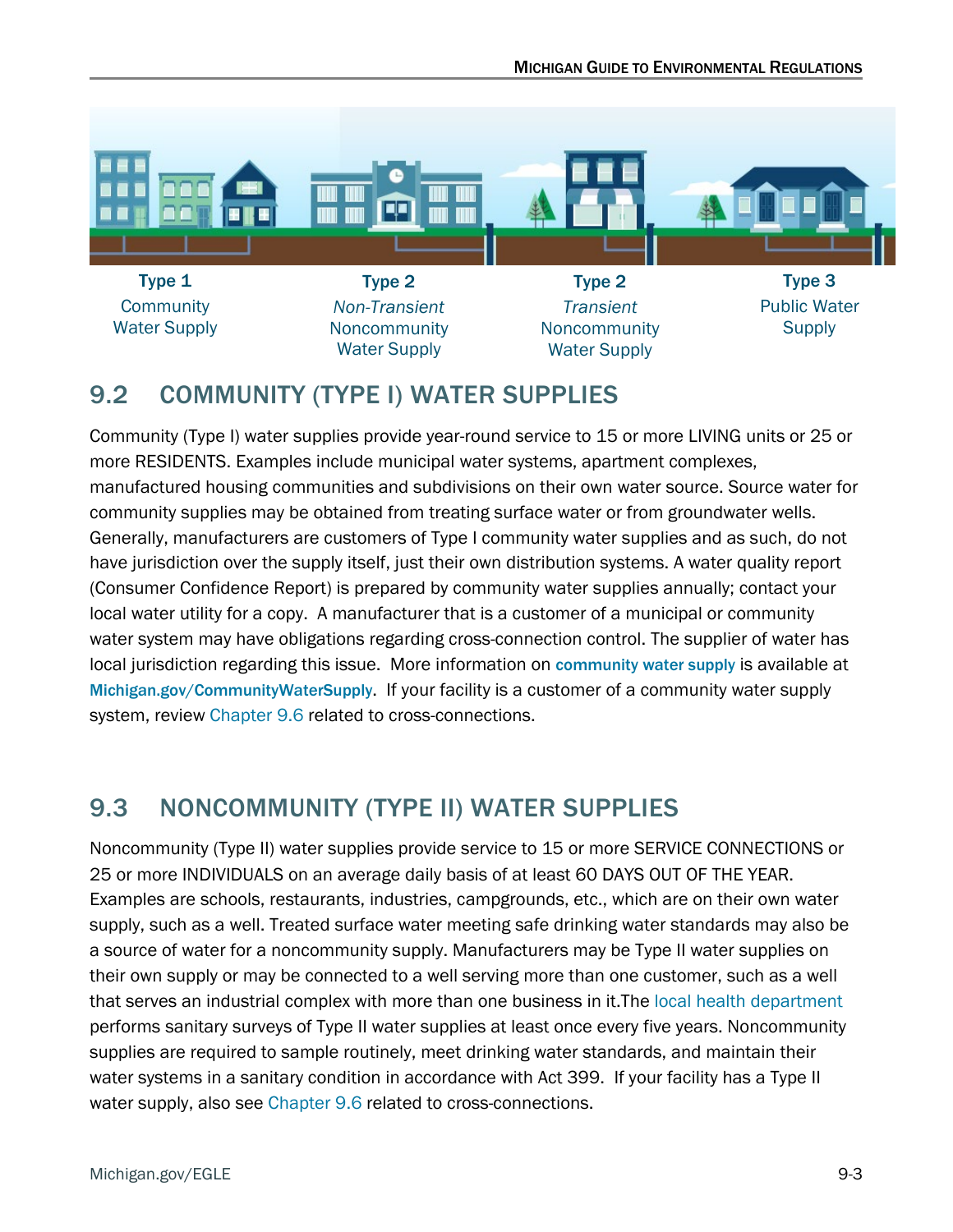**Type 1**
Community Water Supply

**Type 2**
*Non-Transient* Noncommunity Water Supply

**Type 2**
*Transient* Noncommunity Water Supply

**Type 3**
Public Water Supply

## 9.2 COMMUNITY (TYPE I) WATER SUPPLIES

Community (Type I) water supplies provide year-round service to 15 or more LIVING units or 25 or more RESIDENTS. Examples include municipal water systems, apartment complexes, manufactured housing communities and subdivisions on their own water source. Source water for community supplies may be obtained from treating surface water or from groundwater wells. Generally, manufacturers are customers of Type I community water supplies and as such, do not have jurisdiction over the supply itself, just their own distribution systems. A water quality report (Consumer Confidence Report) is prepared by community water supplies annually; contact your local water utility for a copy. A manufacturer that is a customer of a municipal or community water system may have obligations regarding cross-connection control. The supplier of water has local jurisdiction regarding this issue. More information on **community water supply** is available at **Michigan.gov/CommunityWaterSupply**. If your facility is a customer of a community water supply system, review Chapter 9.6 related to cross-connections.

## 9.3 NONCOMMUNITY (TYPE II) WATER SUPPLIES

Noncommunity (Type II) water supplies provide service to 15 or more SERVICE CONNECTIONS or 25 or more INDIVIDUALS on an average daily basis of at least 60 DAYS OUT OF THE YEAR. Examples are schools, restaurants, industries, campgrounds, etc., which are on their own water supply, such as a well. Treated surface water meeting safe drinking water standards may also be a source of water for a noncommunity supply. Manufacturers may be Type II water supplies on their own supply or may be connected to a well serving more than one customer, such as a well that serves an industrial complex with more than one business in it.The local health department performs sanitary surveys of Type II water supplies at least once every five years. Noncommunity supplies are required to sample routinely, meet drinking water standards, and maintain their water systems in a sanitary condition in accordance with Act 399. If your facility has a Type II water supply, also see Chapter 9.6 related to cross-connections.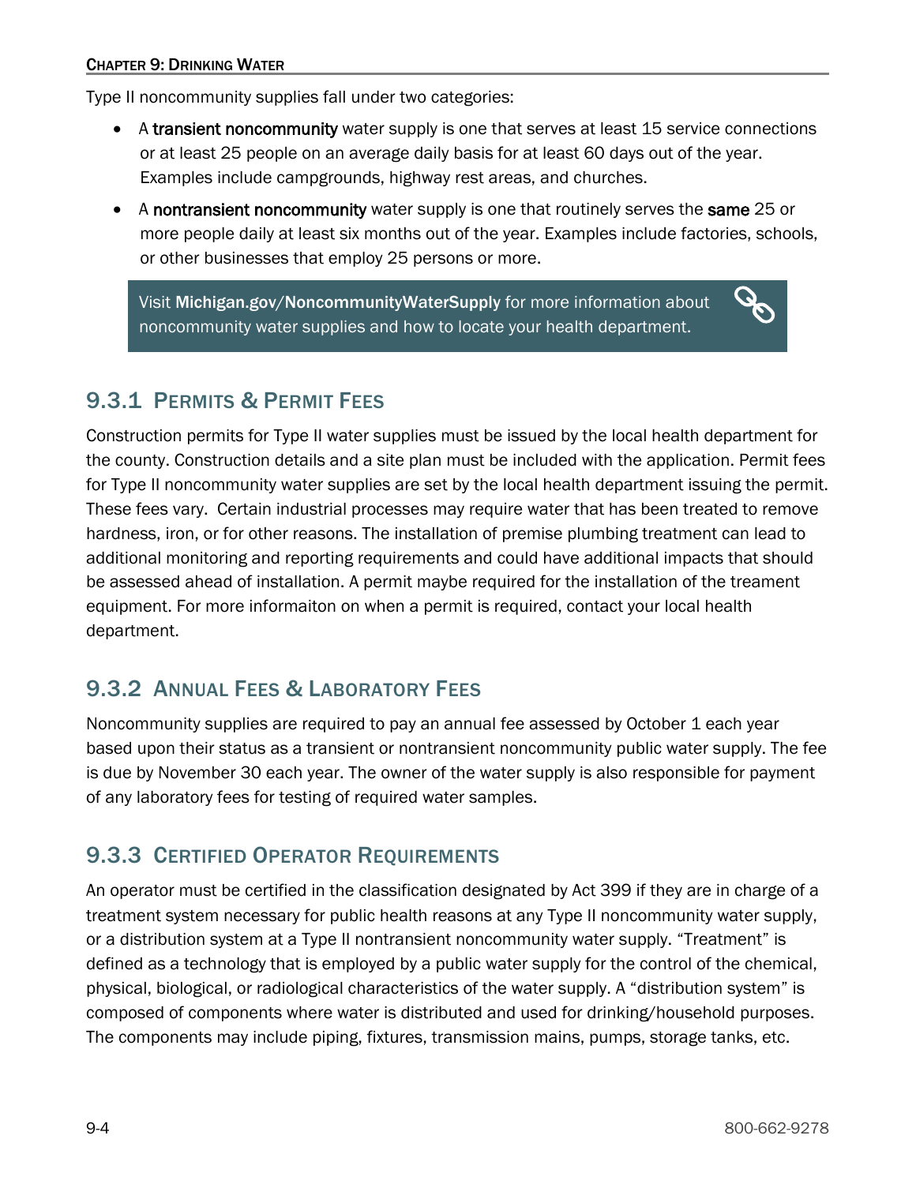Type II noncommunity supplies fall under two categories:

- A **transient noncommunity** water supply is one that serves at least 15 service connections or at least 25 people on an average daily basis for at least 60 days out of the year. Examples include campgrounds, highway rest areas, and churches.
- A **nontransient noncommunity** water supply is one that routinely serves the **same** 25 or more people daily at least six months out of the year. Examples include factories, schools, or other businesses that employ 25 persons or more.

> Visit **Michigan.gov/NoncommunityWaterSupply** for more information about noncommunity water supplies and how to locate your health department.

## 9.3.1 Permits & Permit Fees

Construction permits for Type II water supplies must be issued by the local health department for the county. Construction details and a site plan must be included with the application. Permit fees for Type II noncommunity water supplies are set by the local health department issuing the permit. These fees vary. Certain industrial processes may require water that has been treated to remove hardness, iron, or for other reasons. The installation of premise plumbing treatment can lead to additional monitoring and reporting requirements and could have additional impacts that should be assessed ahead of installation. A permit maybe required for the installation of the treament equipment. For more informaiton on when a permit is required, contact your local health department.

## 9.3.2 Annual Fees & Laboratory Fees

Noncommunity supplies are required to pay an annual fee assessed by October 1 each year based upon their status as a transient or nontransient noncommunity public water supply. The fee is due by November 30 each year. The owner of the water supply is also responsible for payment of any laboratory fees for testing of required water samples.

## 9.3.3 Certified Operator Requirements

An operator must be certified in the classification designated by Act 399 if they are in charge of a treatment system necessary for public health reasons at any Type II noncommunity water supply, or a distribution system at a Type II nontransient noncommunity water supply. "Treatment" is defined as a technology that is employed by a public water supply for the control of the chemical, physical, biological, or radiological characteristics of the water supply. A "distribution system" is composed of components where water is distributed and used for drinking/household purposes. The components may include piping, fixtures, transmission mains, pumps, storage tanks, etc.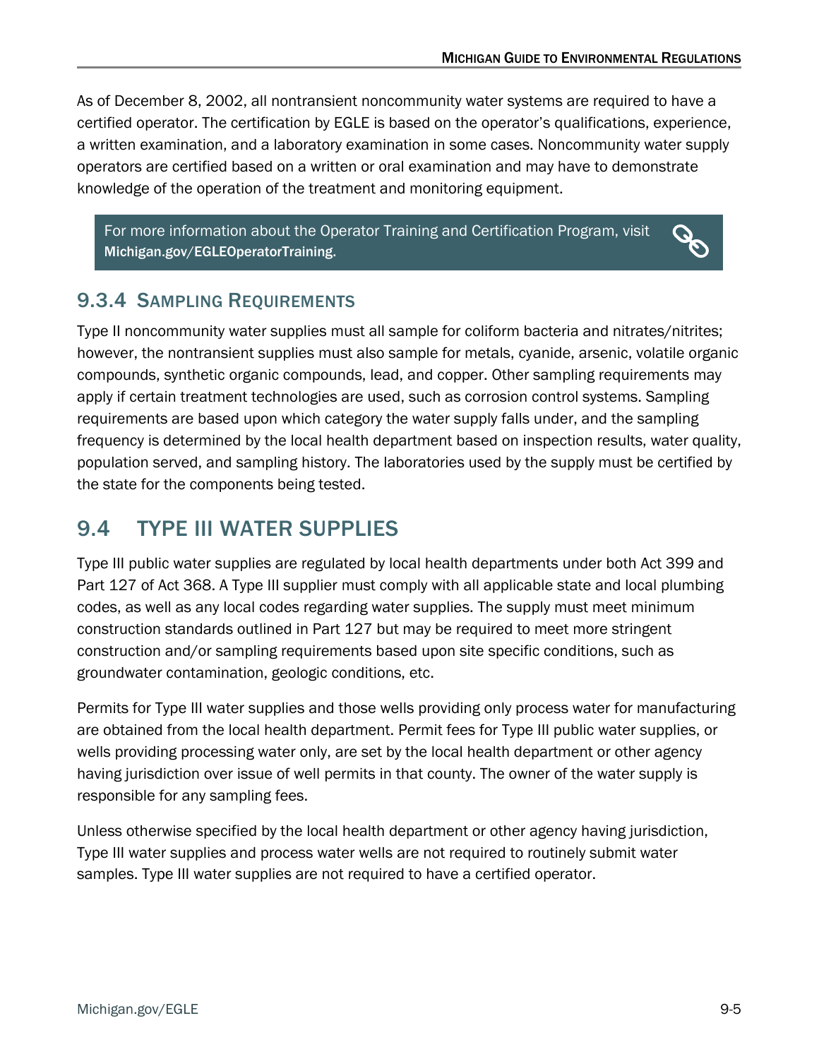As of December 8, 2002, all nontransient noncommunity water systems are required to have a certified operator. The certification by EGLE is based on the operator's qualifications, experience, a written examination, and a laboratory examination in some cases. Noncommunity water supply operators are certified based on a written or oral examination and may have to demonstrate knowledge of the operation of the treatment and monitoring equipment.

> For more information about the Operator Training and Certification Program, visit **Michigan.gov/EGLEOperatorTraining**.

### 9.3.4 Sampling Requirements

Type II noncommunity water supplies must all sample for coliform bacteria and nitrates/nitrites; however, the nontransient supplies must also sample for metals, cyanide, arsenic, volatile organic compounds, synthetic organic compounds, lead, and copper. Other sampling requirements may apply if certain treatment technologies are used, such as corrosion control systems. Sampling requirements are based upon which category the water supply falls under, and the sampling frequency is determined by the local health department based on inspection results, water quality, population served, and sampling history. The laboratories used by the supply must be certified by the state for the components being tested.

## 9.4 TYPE III WATER SUPPLIES

Type III public water supplies are regulated by local health departments under both Act 399 and Part 127 of Act 368. A Type III supplier must comply with all applicable state and local plumbing codes, as well as any local codes regarding water supplies. The supply must meet minimum construction standards outlined in Part 127 but may be required to meet more stringent construction and/or sampling requirements based upon site specific conditions, such as groundwater contamination, geologic conditions, etc.

Permits for Type III water supplies and those wells providing only process water for manufacturing are obtained from the local health department. Permit fees for Type III public water supplies, or wells providing processing water only, are set by the local health department or other agency having jurisdiction over issue of well permits in that county. The owner of the water supply is responsible for any sampling fees.

Unless otherwise specified by the local health department or other agency having jurisdiction, Type III water supplies and process water wells are not required to routinely submit water samples. Type III water supplies are not required to have a certified operator.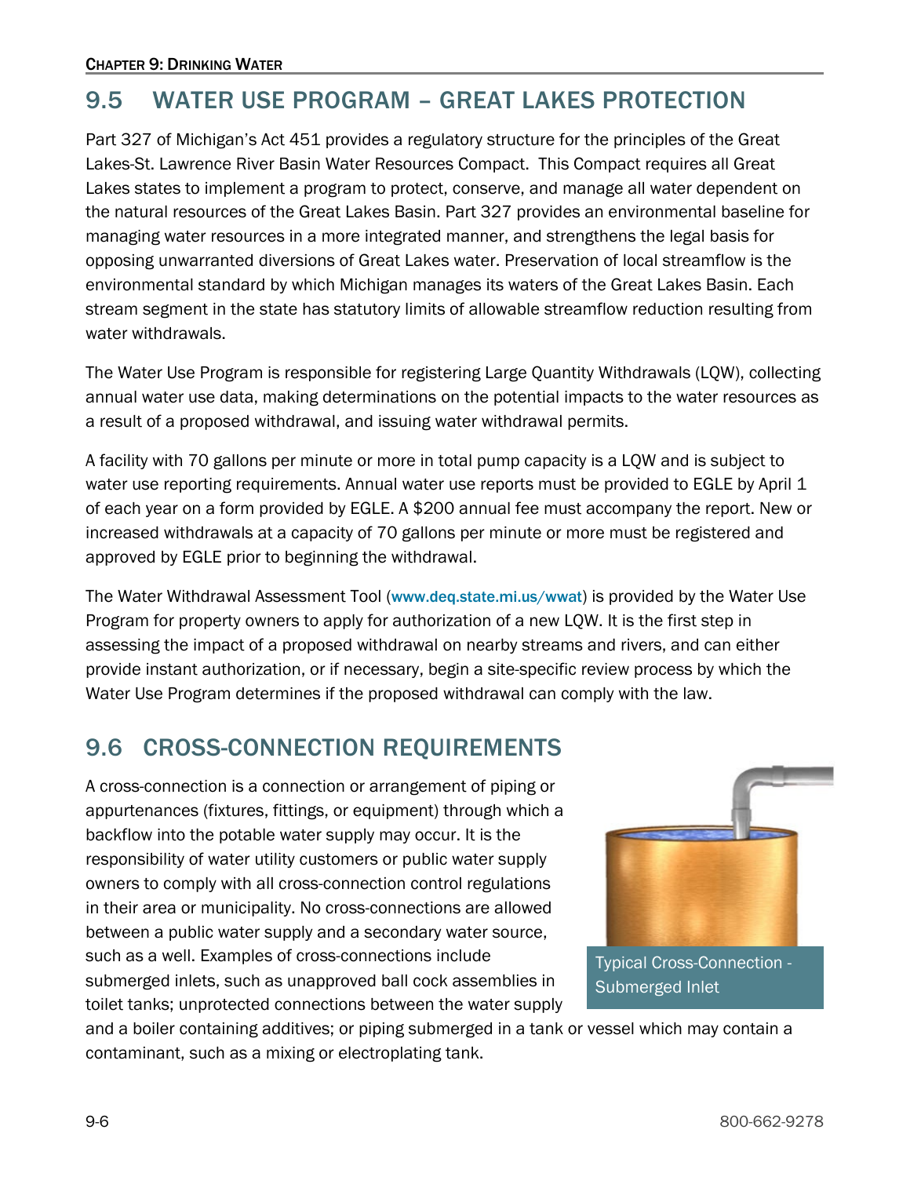## 9.5 WATER USE PROGRAM – GREAT LAKES PROTECTION

Part 327 of Michigan's Act 451 provides a regulatory structure for the principles of the Great Lakes-St. Lawrence River Basin Water Resources Compact. This Compact requires all Great Lakes states to implement a program to protect, conserve, and manage all water dependent on the natural resources of the Great Lakes Basin. Part 327 provides an environmental baseline for managing water resources in a more integrated manner, and strengthens the legal basis for opposing unwarranted diversions of Great Lakes water. Preservation of local streamflow is the environmental standard by which Michigan manages its waters of the Great Lakes Basin. Each stream segment in the state has statutory limits of allowable streamflow reduction resulting from water withdrawals.

The Water Use Program is responsible for registering Large Quantity Withdrawals (LQW), collecting annual water use data, making determinations on the potential impacts to the water resources as a result of a proposed withdrawal, and issuing water withdrawal permits.

A facility with 70 gallons per minute or more in total pump capacity is a LQW and is subject to water use reporting requirements. Annual water use reports must be provided to EGLE by April 1 of each year on a form provided by EGLE. A $200 annual fee must accompany the report. New or increased withdrawals at a capacity of 70 gallons per minute or more must be registered and approved by EGLE prior to beginning the withdrawal.

The Water Withdrawal Assessment Tool (www.deq.state.mi.us/wwat) is provided by the Water Use Program for property owners to apply for authorization of a new LQW. It is the first step in assessing the impact of a proposed withdrawal on nearby streams and rivers, and can either provide instant authorization, or if necessary, begin a site-specific review process by which the Water Use Program determines if the proposed withdrawal can comply with the law.

## 9.6 CROSS-CONNECTION REQUIREMENTS

A cross-connection is a connection or arrangement of piping or appurtenances (fixtures, fittings, or equipment) through which a backflow into the potable water supply may occur. It is the responsibility of water utility customers or public water supply owners to comply with all cross-connection control regulations in their area or municipality. No cross-connections are allowed between a public water supply and a secondary water source, such as a well. Examples of cross-connections include submerged inlets, such as unapproved ball cock assemblies in toilet tanks; unprotected connections between the water supply and a boiler containing additives; or piping submerged in a tank or vessel which may contain a contaminant, such as a mixing or electroplating tank.

Typical Cross-Connection - Submerged Inlet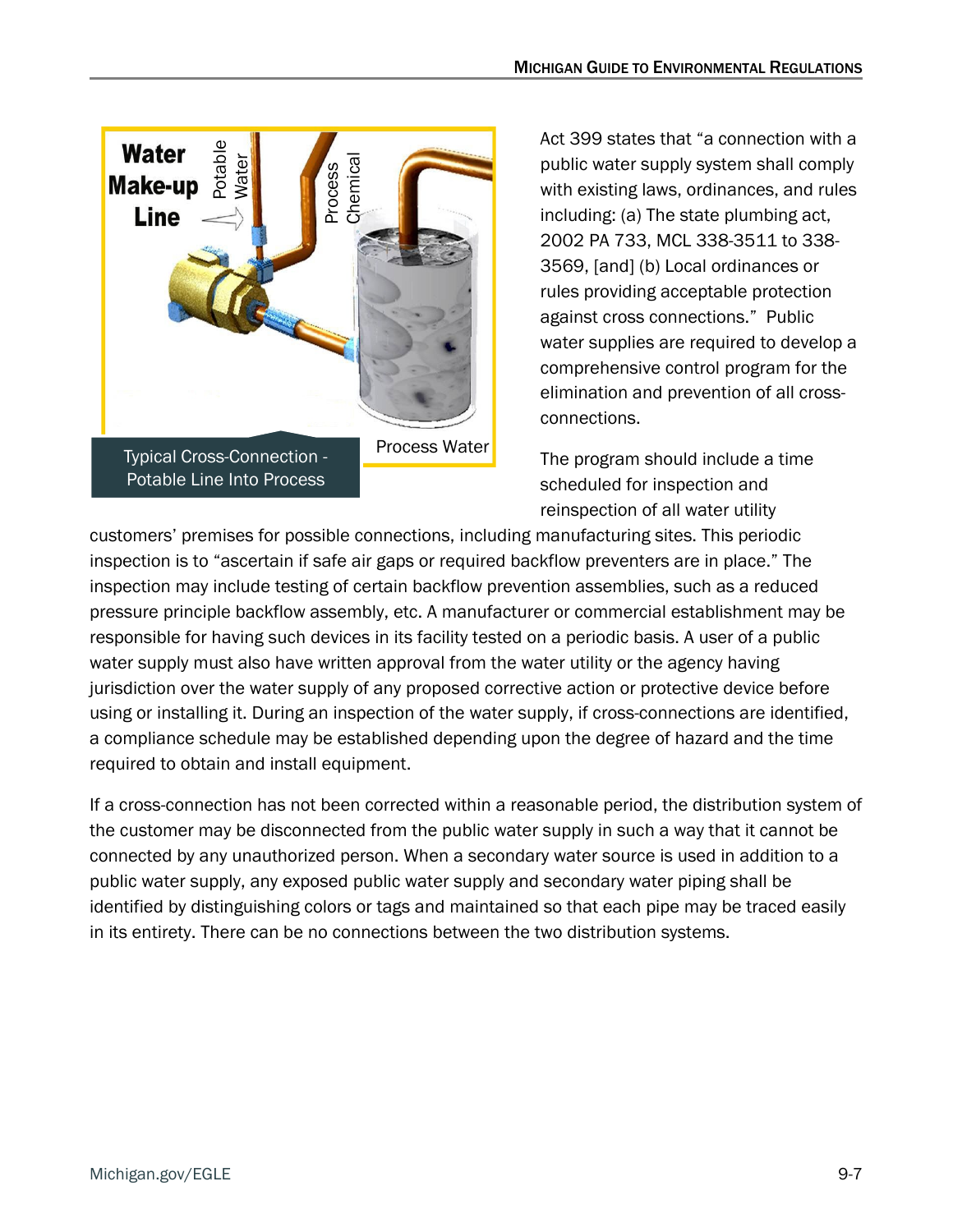Typical Cross-Connection - Potable Line Into Process

Act 399 states that "a connection with a public water supply system shall comply with existing laws, ordinances, and rules including: (a) The state plumbing act, 2002 PA 733, MCL 338-3511 to 338-3569, [and] (b) Local ordinances or rules providing acceptable protection against cross connections." Public water supplies are required to develop a comprehensive control program for the elimination and prevention of all cross-connections.

The program should include a time scheduled for inspection and reinspection of all water utility customers' premises for possible connections, including manufacturing sites. This periodic inspection is to "ascertain if safe air gaps or required backflow preventers are in place." The inspection may include testing of certain backflow prevention assemblies, such as a reduced pressure principle backflow assembly, etc. A manufacturer or commercial establishment may be responsible for having such devices in its facility tested on a periodic basis. A user of a public water supply must also have written approval from the water utility or the agency having jurisdiction over the water supply of any proposed corrective action or protective device before using or installing it. During an inspection of the water supply, if cross-connections are identified, a compliance schedule may be established depending upon the degree of hazard and the time required to obtain and install equipment.

If a cross-connection has not been corrected within a reasonable period, the distribution system of the customer may be disconnected from the public water supply in such a way that it cannot be connected by any unauthorized person. When a secondary water source is used in addition to a public water supply, any exposed public water supply and secondary water piping shall be identified by distinguishing colors or tags and maintained so that each pipe may be traced easily in its entirety. There can be no connections between the two distribution systems.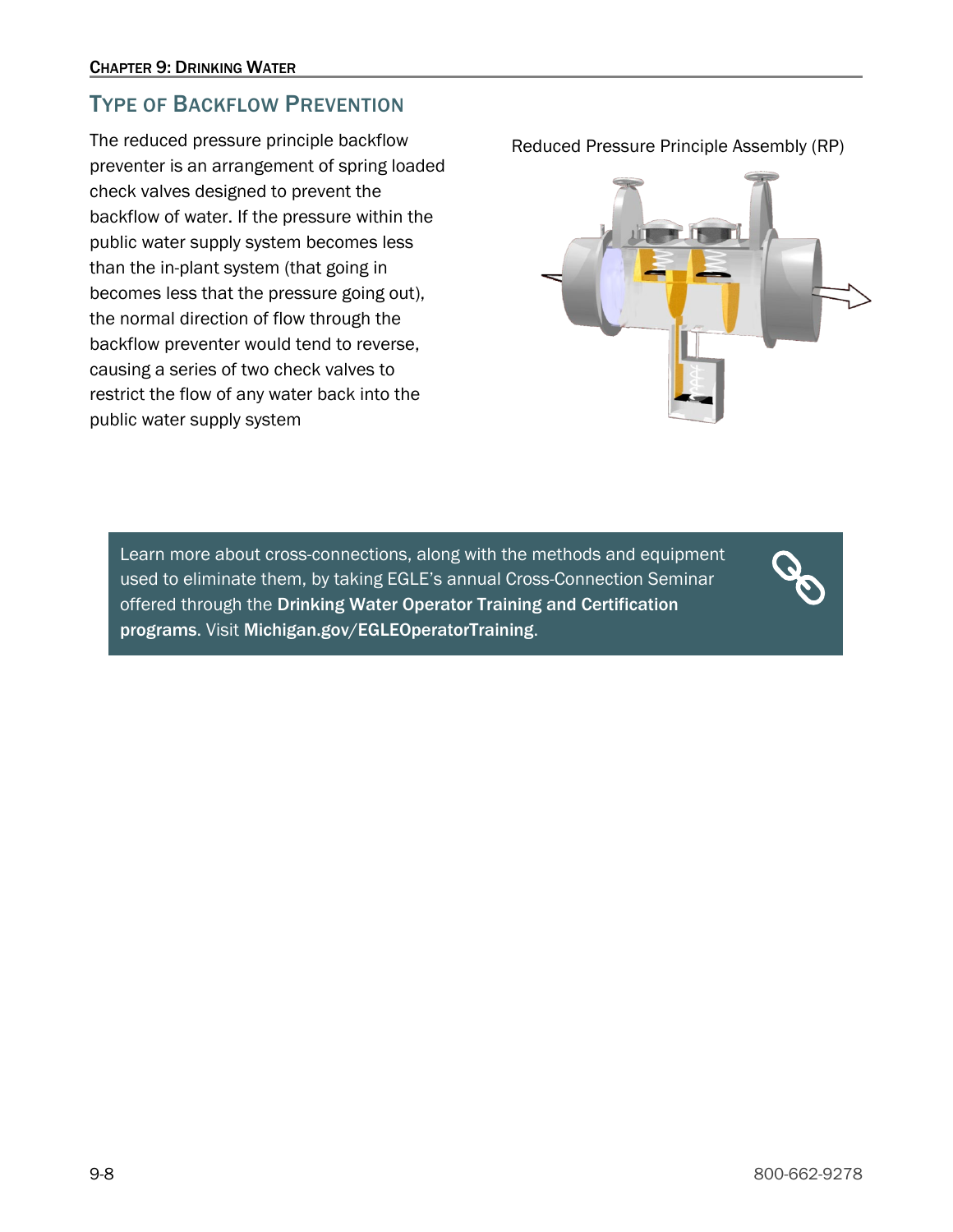## Type of Backflow Prevention

The reduced pressure principle backflow preventer is an arrangement of spring loaded check valves designed to prevent the backflow of water. If the pressure within the public water supply system becomes less than the in-plant system (that going in becomes less that the pressure going out), the normal direction of flow through the backflow preventer would tend to reverse, causing a series of two check valves to restrict the flow of any water back into the public water supply system

Reduced Pressure Principle Assembly (RP)

Learn more about cross-connections, along with the methods and equipment used to eliminate them, by taking EGLE's annual Cross-Connection Seminar offered through the **Drinking Water Operator Training and Certification programs**. Visit **Michigan.gov/EGLEOperatorTraining**.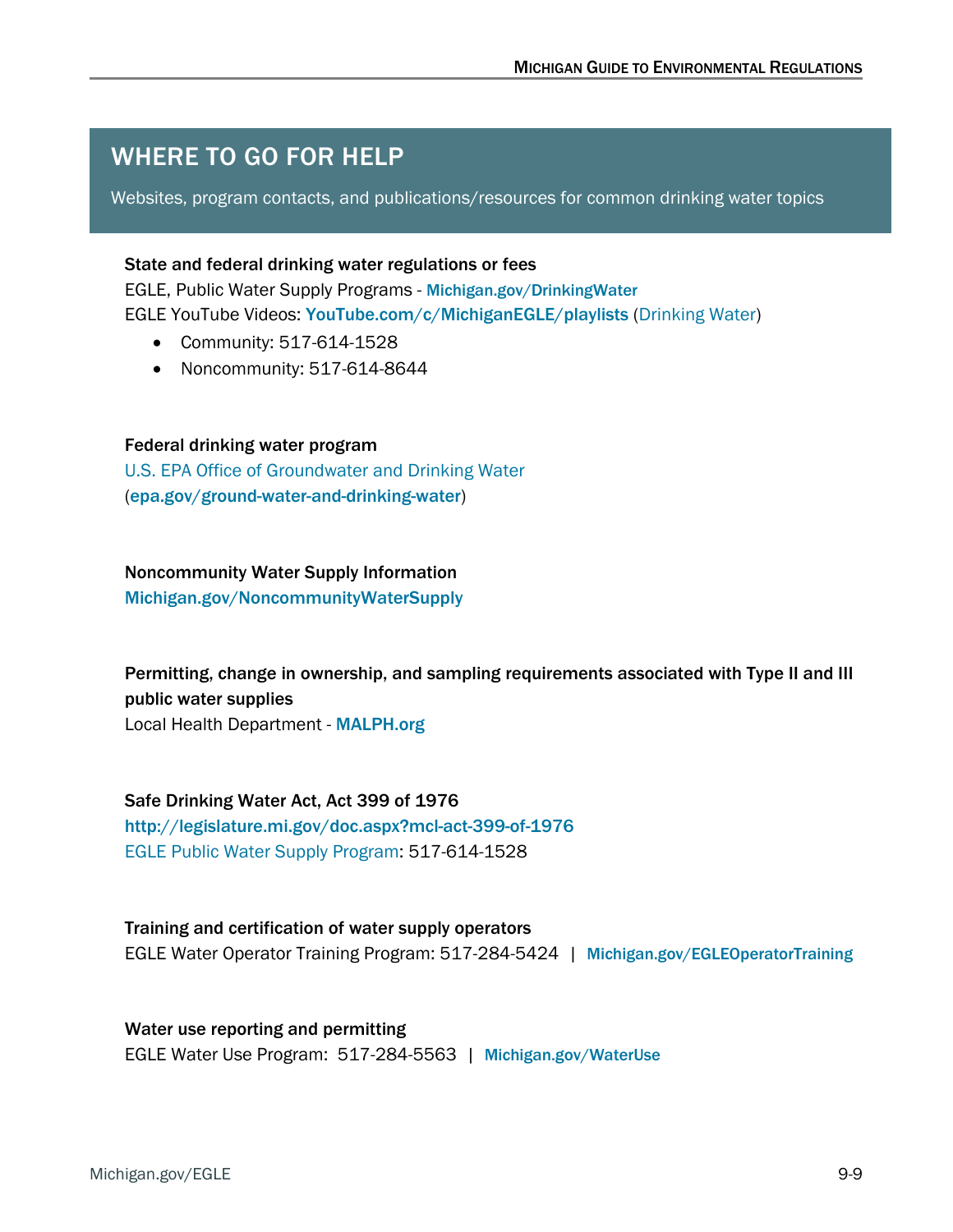## WHERE TO GO FOR HELP

Websites, program contacts, and publications/resources for common drinking water topics

**State and federal drinking water regulations or fees**

EGLE, Public Water Supply Programs - **Michigan.gov/DrinkingWater**

EGLE YouTube Videos: **YouTube.com/c/MichiganEGLE/playlists** (Drinking Water)

- Community: 517-614-1528
- Noncommunity: 517-614-8644

**Federal drinking water program**

U.S. EPA Office of Groundwater and Drinking Water (**epa.gov/ground-water-and-drinking-water**)

**Noncommunity Water Supply Information**

**Michigan.gov/NoncommunityWaterSupply**

**Permitting, change in ownership, and sampling requirements associated with Type II and III public water supplies**

Local Health Department - **MALPH.org**

**Safe Drinking Water Act, Act 399 of 1976**

**http://legislature.mi.gov/doc.aspx?mcl-act-399-of-1976**

EGLE Public Water Supply Program: 517-614-1528

**Training and certification of water supply operators**

EGLE Water Operator Training Program: 517-284-5424 | **Michigan.gov/EGLEOperatorTraining**

**Water use reporting and permitting**

EGLE Water Use Program: 517-284-5563 | **Michigan.gov/WaterUse**